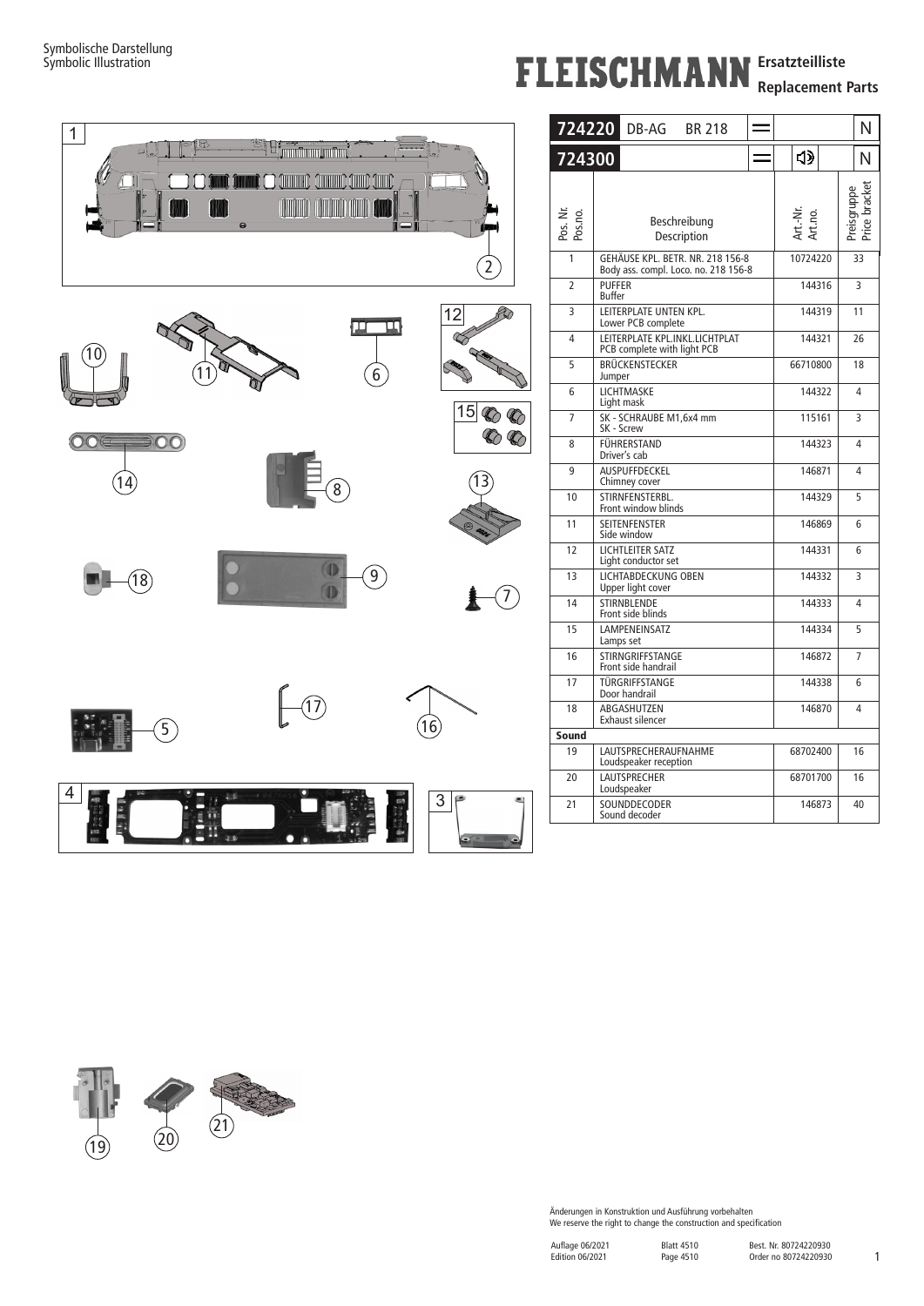Symbolische Darstellung
Symbolic Illustration

# FLEISCHMANN Ersatzteilliste Replacement Parts

| 724220 DB-AG BR 218 | | | |
|---|---|---|---|
| 724300 | | | |
| Pos. Nr. / Pos.no. | Beschreibung / Description | Art.-Nr. / Art.no. | Preisgruppe / Price bracket |
| 1 | GEHÄUSE KPL. BETR. NR. 218 156-8 / Body ass. compl. Loco. no. 218 156-8 | 10724220 | 33 |
| 2 | PUFFER / Buffer | 144316 | 3 |
| 3 | LEITERPLATE UNTEN KPL. / Lower PCB complete | 144319 | 11 |
| 4 | LEITERPLATE KPL.INKL.LICHTPLAT / PCB complete with light PCB | 144321 | 26 |
| 5 | BRÜCKENSTECKER / Jumper | 66710800 | 18 |
| 6 | LICHTMASKE / Light mask | 144322 | 4 |
| 7 | SK - SCHRAUBE M1,6x4 mm / SK - Screw | 115161 | 3 |
| 8 | FÜHRERSTAND / Driver's cab | 144323 | 4 |
| 9 | AUSPUFFDECKEL / Chimney cover | 146871 | 4 |
| 10 | STIRNFENSTERBL. / Front window blinds | 144329 | 5 |
| 11 | SEITENFENSTER / Side window | 146869 | 6 |
| 12 | LICHTLEITER SATZ / Light conductor set | 144331 | 6 |
| 13 | LICHTABDECKUNG OBEN / Upper light cover | 144332 | 3 |
| 14 | STIRNBLENDE / Front side blinds | 144333 | 4 |
| 15 | LAMPENEINSATZ / Lamps set | 144334 | 5 |
| 16 | STIRNGRIFFSTANGE / Front side handrail | 146872 | 7 |
| 17 | TÜRGRIFFSTANGE / Door handrail | 144338 | 6 |
| 18 | ABGASHUTZEN / Exhaust silencer | 146870 | 4 |
| **Sound** | | | |
| 19 | LAUTSPRECHERAUFNAHME / Loudspeaker reception | 68702400 | 16 |
| 20 | LAUTSPRECHER / Loudspeaker | 68701700 | 16 |
| 21 | SOUNDDECODER / Sound decoder | 146873 | 40 |

Änderungen in Konstruktion und Ausführung vorbehalten
We reserve the right to change the construction and specification

Auflage 06/2021 / Edition 06/2021 — Blatt 4510 / Page 4510 — Best. Nr. 80724220930 / Order no 80724220930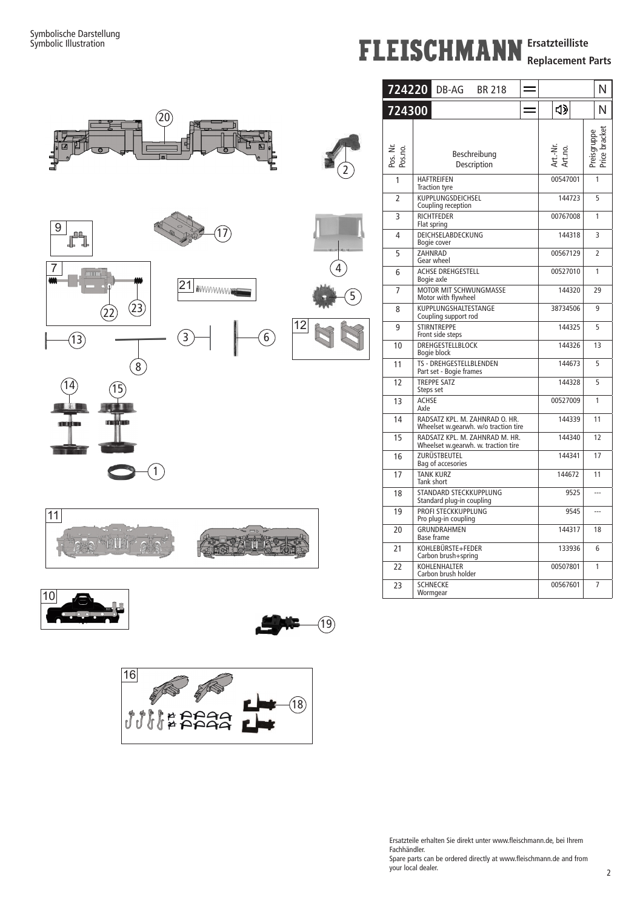Symbolische Darstellung
Symbolic Illustration

# FLEISCHMANN Ersatzteilliste Replacement Parts

| 724220 DB-AG BR 218 | | | N |
|---|---|---|---|
| 724300 | | | N |

| Pos. Nr. Pos.no. | Beschreibung Description | Art.-Nr. Art.no. | Preisgruppe Price bracket |
|---|---|---|---|
| 1 | HAFTREIFEN Traction tyre | 00547001 | 1 |
| 2 | KUPPLUNGSDEICHSEL Coupling reception | 144723 | 5 |
| 3 | RICHTFEDER Flat spring | 00767008 | 1 |
| 4 | DEICHSELABDECKUNG Bogie cover | 144318 | 3 |
| 5 | ZAHNRAD Gear wheel | 00567129 | 2 |
| 6 | ACHSE DREHGESTELL Bogie axle | 00527010 | 1 |
| 7 | MOTOR MIT SCHWUNGMASSE Motor with flywheel | 144320 | 29 |
| 8 | KUPPLUNGSHALTESTANGE Coupling support rod | 38734506 | 9 |
| 9 | STIRNTREPPE Front side steps | 144325 | 5 |
| 10 | DREHGESTELLBLOCK Bogie block | 144326 | 13 |
| 11 | TS - DREHGESTELLBLENDEN Part set - Bogie frames | 144673 | 5 |
| 12 | TREPPE SATZ Steps set | 144328 | 5 |
| 13 | ACHSE Axle | 00527009 | 1 |
| 14 | RADSATZ KPL. M. ZAHNRAD O. HR. Wheelset w.gearwh. w/o traction tire | 144339 | 11 |
| 15 | RADSATZ KPL. M. ZAHNRAD M. HR. Wheelset w.gearwh. w. traction tire | 144340 | 12 |
| 16 | ZURÜSTBEUTEL Bag of accesories | 144341 | 17 |
| 17 | TANK KURZ Tank short | 144672 | 11 |
| 18 | STANDARD STECKKUPPLUNG Standard plug-in coupling | 9525 | --- |
| 19 | PROFI STECKKUPPLUNG Pro plug-in coupling | 9545 | --- |
| 20 | GRUNDRAHMEN Base frame | 144317 | 18 |
| 21 | KOHLEBÜRSTE+FEDER Carbon brush+spring | 133936 | 6 |
| 22 | KOHLENHALTER Carbon brush holder | 00507801 | 1 |
| 23 | SCHNECKE Wormgear | 00567601 | 7 |

Ersatzteile erhalten Sie direkt unter www.fleischmann.de, bei Ihrem Fachhändler.
Spare parts can be ordered directly at www.fleischmann.de and from your local dealer.